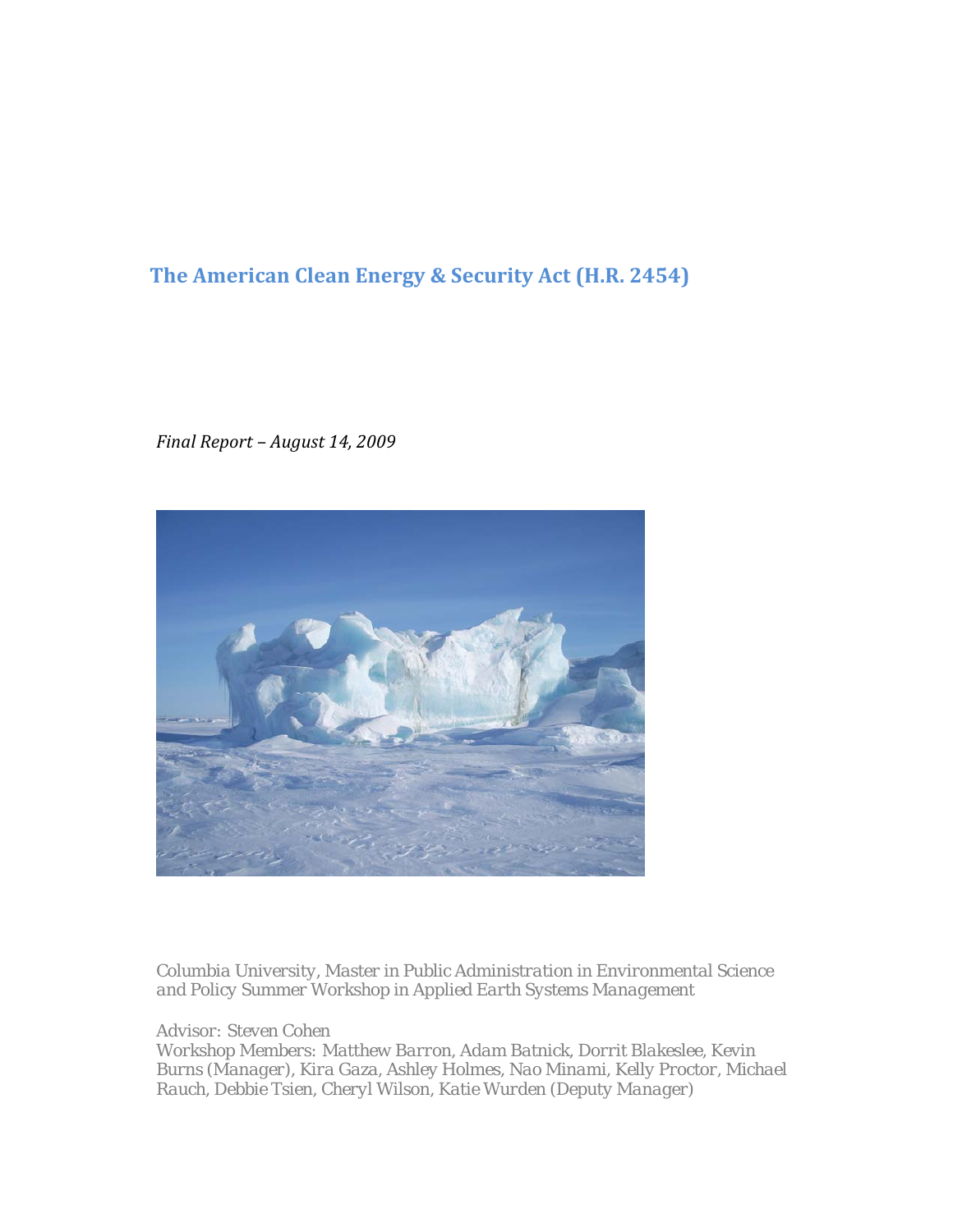# The American Clean Energy & Security Act (H.R. 2454)

*Final Report – August 14, 2009*

*Columbia University, Master in Public Administration in Environmental Science and Policy Summer Workshop in Applied Earth Systems Management*

*Advisor: Steven Cohen*
*Workshop Members: Matthew Barron, Adam Batnick, Dorrit Blakeslee, Kevin Burns (Manager), Kira Gaza, Ashley Holmes, Nao Minami, Kelly Proctor, Michael Rauch, Debbie Tsien, Cheryl Wilson, Katie Wurden (Deputy Manager)*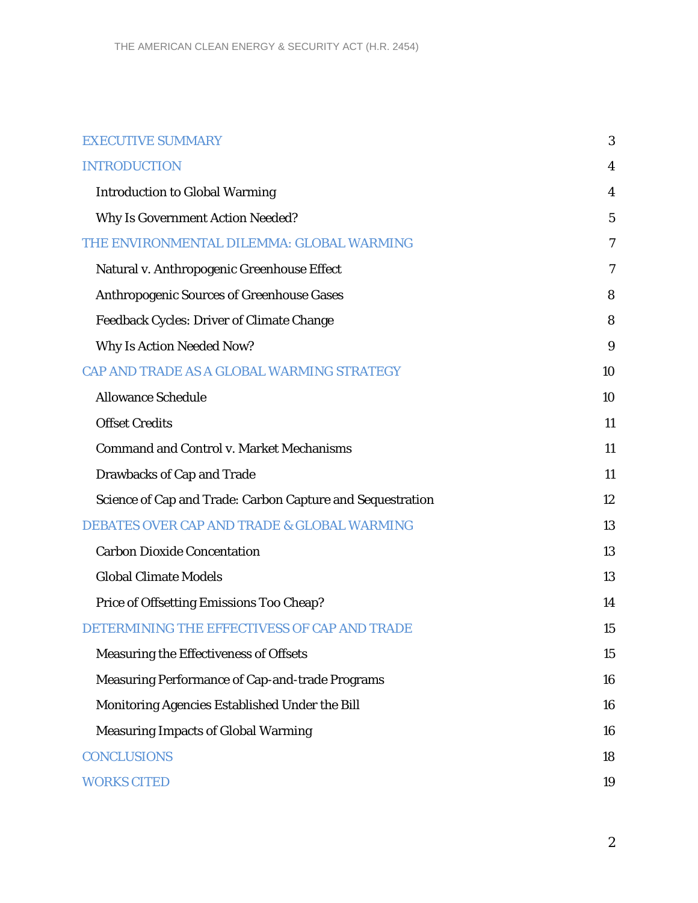| | |
|---|---|
| EXECUTIVE SUMMARY | 3 |
| INTRODUCTION | 4 |
| Introduction to Global Warming | 4 |
| Why Is Government Action Needed? | 5 |
| THE ENVIRONMENTAL DILEMMA: GLOBAL WARMING | 7 |
| Natural v. Anthropogenic Greenhouse Effect | 7 |
| Anthropogenic Sources of Greenhouse Gases | 8 |
| Feedback Cycles: Driver of Climate Change | 8 |
| Why Is Action Needed Now? | 9 |
| CAP AND TRADE AS A GLOBAL WARMING STRATEGY | 10 |
| Allowance Schedule | 10 |
| Offset Credits | 11 |
| Command and Control v. Market Mechanisms | 11 |
| Drawbacks of Cap and Trade | 11 |
| Science of Cap and Trade: Carbon Capture and Sequestration | 12 |
| DEBATES OVER CAP AND TRADE & GLOBAL WARMING | 13 |
| Carbon Dioxide Concentation | 13 |
| Global Climate Models | 13 |
| Price of Offsetting Emissions Too Cheap? | 14 |
| DETERMINING THE EFFECTIVESS OF CAP AND TRADE | 15 |
| Measuring the Effectiveness of Offsets | 15 |
| Measuring Performance of Cap-and-trade Programs | 16 |
| Monitoring Agencies Established Under the Bill | 16 |
| Measuring Impacts of Global Warming | 16 |
| CONCLUSIONS | 18 |
| WORKS CITED | 19 |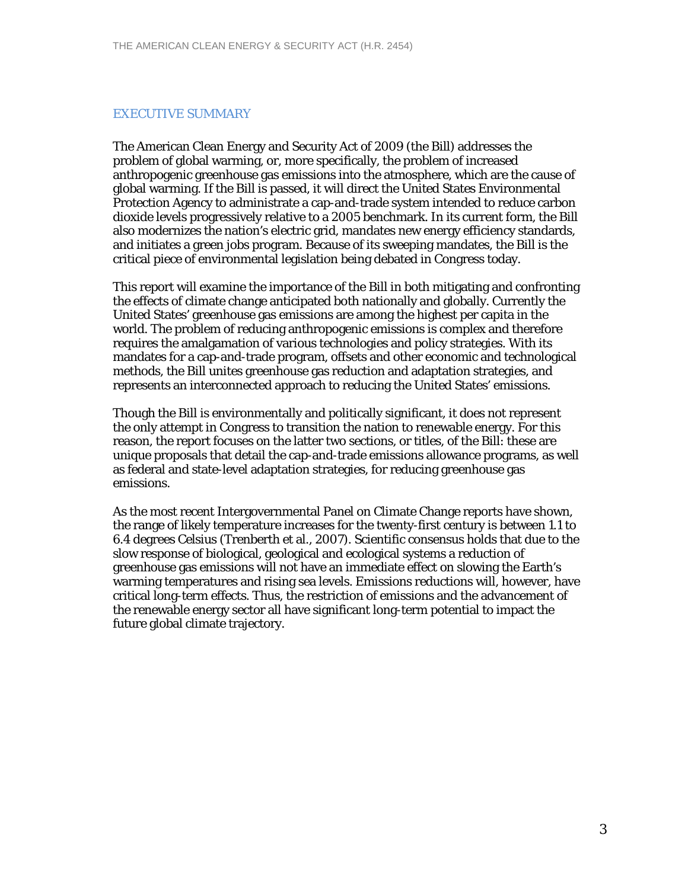## EXECUTIVE SUMMARY

The American Clean Energy and Security Act of 2009 (the Bill) addresses the problem of global warming, or, more specifically, the problem of increased anthropogenic greenhouse gas emissions into the atmosphere, which are the cause of global warming. If the Bill is passed, it will direct the United States Environmental Protection Agency to administrate a cap-and-trade system intended to reduce carbon dioxide levels progressively relative to a 2005 benchmark. In its current form, the Bill also modernizes the nation's electric grid, mandates new energy efficiency standards, and initiates a green jobs program. Because of its sweeping mandates, the Bill is the critical piece of environmental legislation being debated in Congress today.

This report will examine the importance of the Bill in both mitigating and confronting the effects of climate change anticipated both nationally and globally. Currently the United States' greenhouse gas emissions are among the highest per capita in the world. The problem of reducing anthropogenic emissions is complex and therefore requires the amalgamation of various technologies and policy strategies. With its mandates for a cap-and-trade program, offsets and other economic and technological methods, the Bill unites greenhouse gas reduction and adaptation strategies, and represents an interconnected approach to reducing the United States' emissions.

Though the Bill is environmentally and politically significant, it does not represent the only attempt in Congress to transition the nation to renewable energy. For this reason, the report focuses on the latter two sections, or titles, of the Bill: these are unique proposals that detail the cap-and-trade emissions allowance programs, as well as federal and state-level adaptation strategies, for reducing greenhouse gas emissions.

As the most recent Intergovernmental Panel on Climate Change reports have shown, the range of likely temperature increases for the twenty-first century is between 1.1 to 6.4 degrees Celsius (Trenberth et al., 2007). Scientific consensus holds that due to the slow response of biological, geological and ecological systems a reduction of greenhouse gas emissions will not have an immediate effect on slowing the Earth's warming temperatures and rising sea levels. Emissions reductions will, however, have critical long-term effects. Thus, the restriction of emissions and the advancement of the renewable energy sector all have significant long-term potential to impact the future global climate trajectory.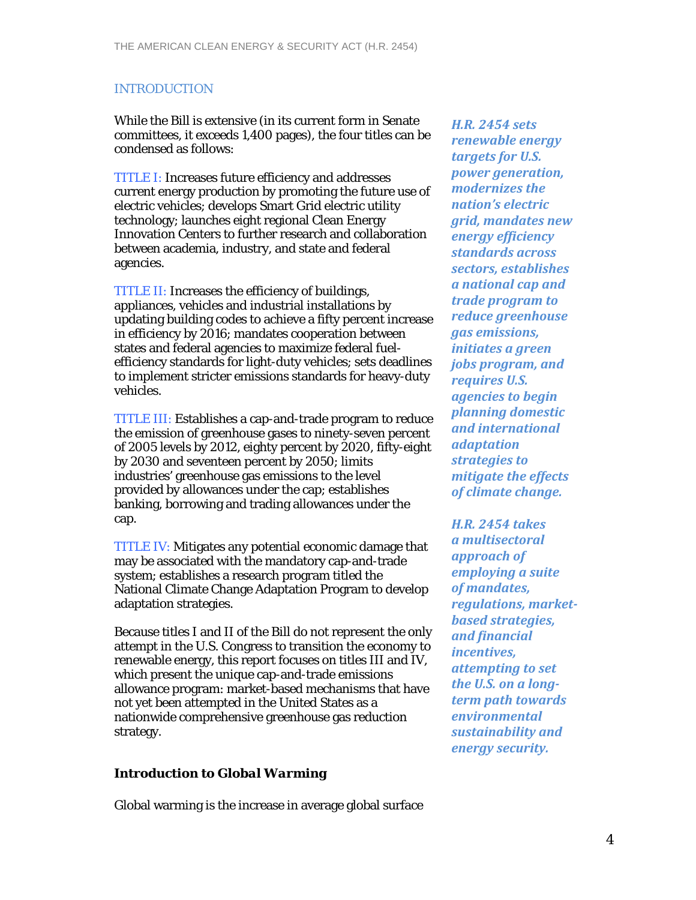## INTRODUCTION

While the Bill is extensive (in its current form in Senate committees, it exceeds 1,400 pages), the four titles can be condensed as follows:

TITLE I: Increases future efficiency and addresses current energy production by promoting the future use of electric vehicles; develops Smart Grid electric utility technology; launches eight regional Clean Energy Innovation Centers to further research and collaboration between academia, industry, and state and federal agencies.

TITLE II: Increases the efficiency of buildings, appliances, vehicles and industrial installations by updating building codes to achieve a fifty percent increase in efficiency by 2016; mandates cooperation between states and federal agencies to maximize federal fuel-efficiency standards for light-duty vehicles; sets deadlines to implement stricter emissions standards for heavy-duty vehicles.

TITLE III: Establishes a cap-and-trade program to reduce the emission of greenhouse gases to ninety-seven percent of 2005 levels by 2012, eighty percent by 2020, fifty-eight by 2030 and seventeen percent by 2050; limits industries' greenhouse gas emissions to the level provided by allowances under the cap; establishes banking, borrowing and trading allowances under the cap.

TITLE IV: Mitigates any potential economic damage that may be associated with the mandatory cap-and-trade system; establishes a research program titled the National Climate Change Adaptation Program to develop adaptation strategies.

Because titles I and II of the Bill do not represent the only attempt in the U.S. Congress to transition the economy to renewable energy, this report focuses on titles III and IV, which present the unique cap-and-trade emissions allowance program: market-based mechanisms that have not yet been attempted in the United States as a nationwide comprehensive greenhouse gas reduction strategy.

***H.R. 2454 sets renewable energy targets for U.S. power generation, modernizes the nation's electric grid, mandates new energy efficiency standards across sectors, establishes a national cap and trade program to reduce greenhouse gas emissions, initiates a green jobs program, and requires U.S. agencies to begin planning domestic and international adaptation strategies to mitigate the effects of climate change.***

***H.R. 2454 takes a multisectoral approach of employing a suite of mandates, regulations, market-based strategies, and financial incentives, attempting to set the U.S. on a long-term path towards environmental sustainability and energy security.***

### *Introduction to Global Warming*

Global warming is the increase in average global surface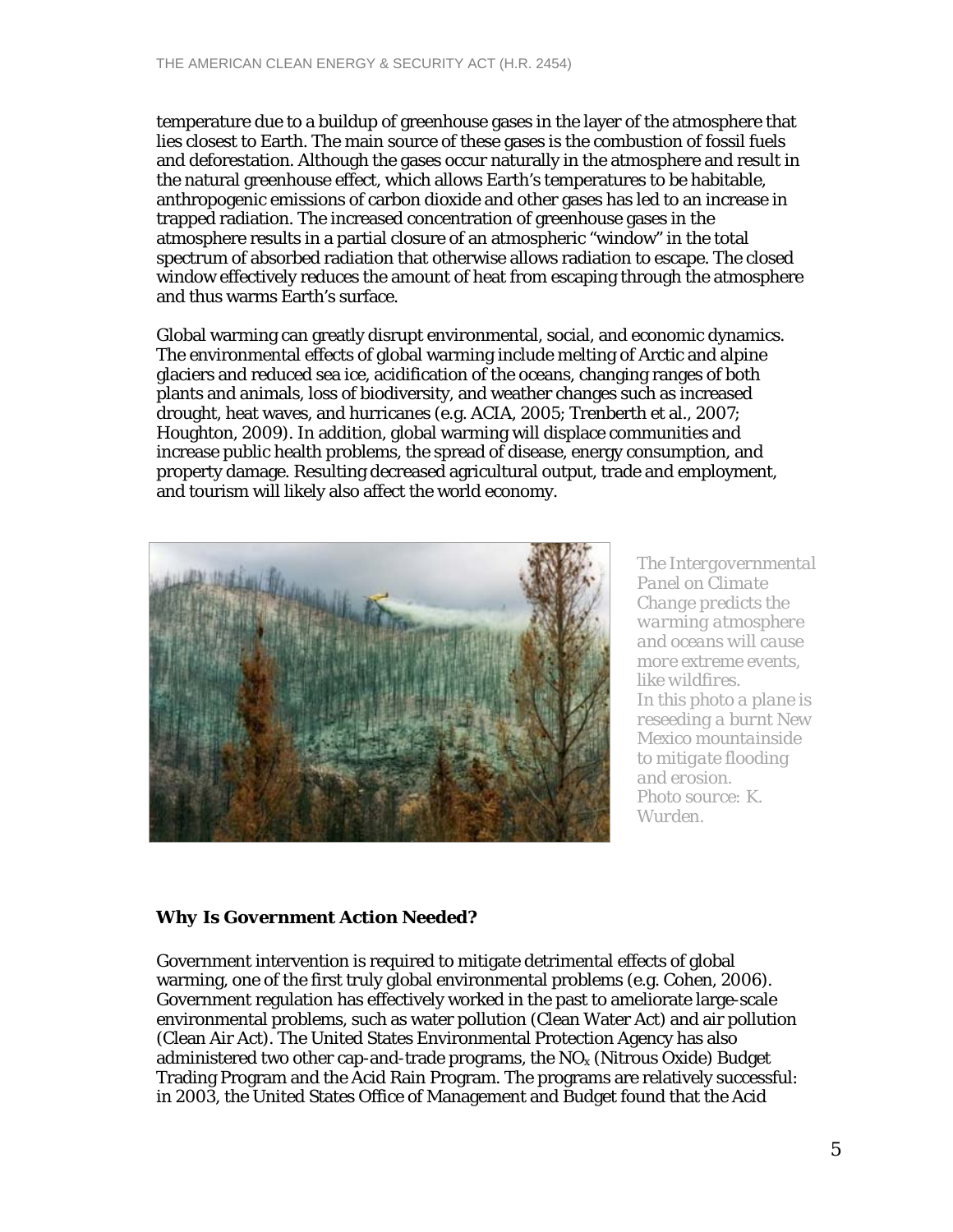temperature due to a buildup of greenhouse gases in the layer of the atmosphere that lies closest to Earth. The main source of these gases is the combustion of fossil fuels and deforestation. Although the gases occur naturally in the atmosphere and result in the natural greenhouse effect, which allows Earth's temperatures to be habitable, anthropogenic emissions of carbon dioxide and other gases has led to an increase in trapped radiation. The increased concentration of greenhouse gases in the atmosphere results in a partial closure of an atmospheric "window" in the total spectrum of absorbed radiation that otherwise allows radiation to escape. The closed window effectively reduces the amount of heat from escaping through the atmosphere and thus warms Earth's surface.

Global warming can greatly disrupt environmental, social, and economic dynamics. The environmental effects of global warming include melting of Arctic and alpine glaciers and reduced sea ice, acidification of the oceans, changing ranges of both plants and animals, loss of biodiversity, and weather changes such as increased drought, heat waves, and hurricanes (e.g. ACIA, 2005; Trenberth et al., 2007; Houghton, 2009). In addition, global warming will displace communities and increase public health problems, the spread of disease, energy consumption, and property damage. Resulting decreased agricultural output, trade and employment, and tourism will likely also affect the world economy.

*The Intergovernmental Panel on Climate Change predicts the warming atmosphere and oceans will cause more extreme events, like wildfires. In this photo a plane is reseeding a burnt New Mexico mountainside to mitigate flooding and erosion. Photo source: K. Wurden.*

**Why Is Government Action Needed?**

Government intervention is required to mitigate detrimental effects of global warming, one of the first truly global environmental problems (e.g. Cohen, 2006). Government regulation has effectively worked in the past to ameliorate large-scale environmental problems, such as water pollution (Clean Water Act) and air pollution (Clean Air Act). The United States Environmental Protection Agency has also administered two other cap-and-trade programs, the $NO_x$ (Nitrous Oxide) Budget Trading Program and the Acid Rain Program. The programs are relatively successful: in 2003, the United States Office of Management and Budget found that the Acid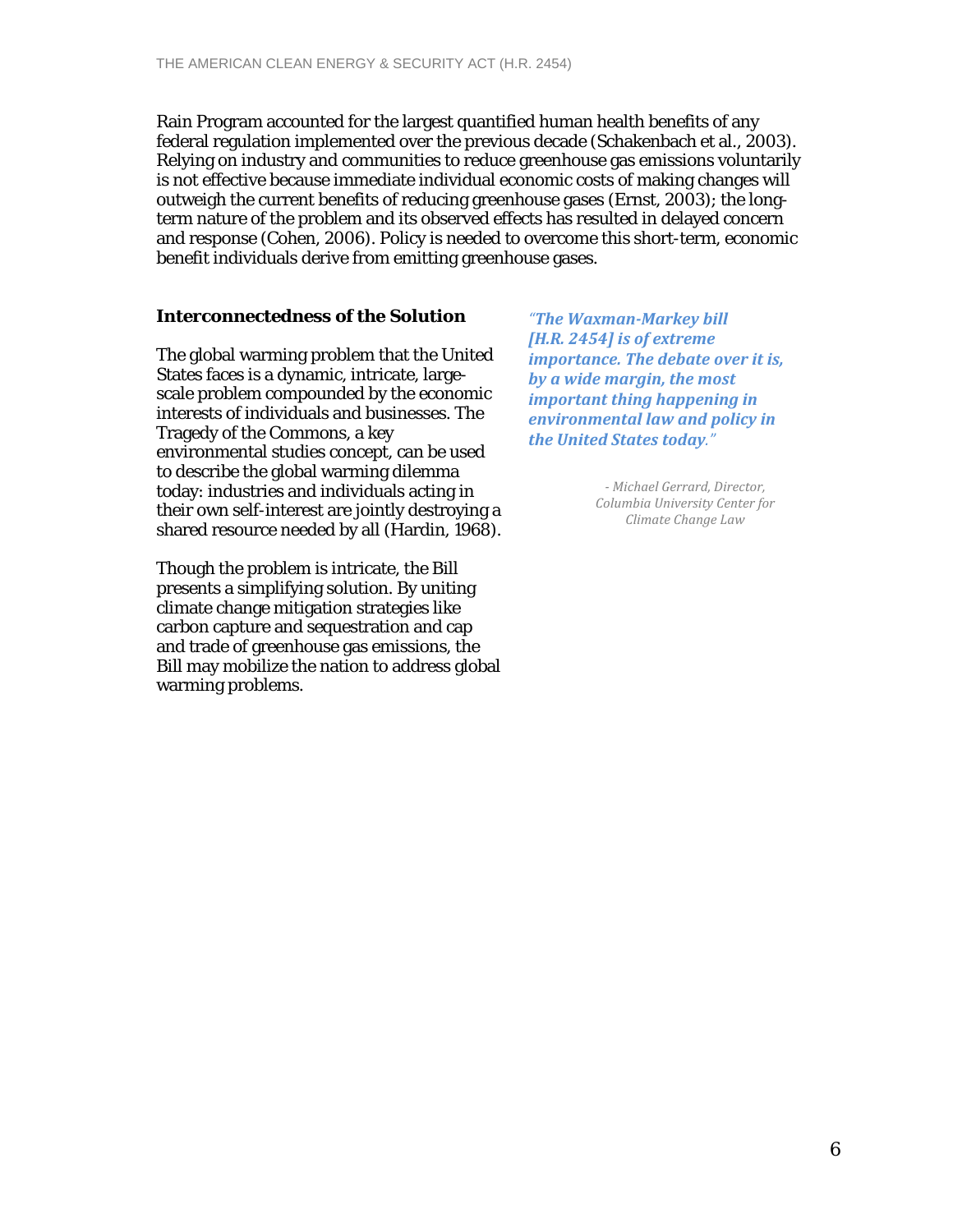Rain Program accounted for the largest quantified human health benefits of any federal regulation implemented over the previous decade (Schakenbach et al., 2003). Relying on industry and communities to reduce greenhouse gas emissions voluntarily is not effective because immediate individual economic costs of making changes will outweigh the current benefits of reducing greenhouse gases (Ernst, 2003); the long-term nature of the problem and its observed effects has resulted in delayed concern and response (Cohen, 2006). Policy is needed to overcome this short-term, economic benefit individuals derive from emitting greenhouse gases.

### Interconnectedness of the Solution

The global warming problem that the United States faces is a dynamic, intricate, large-scale problem compounded by the economic interests of individuals and businesses. The Tragedy of the Commons, a key environmental studies concept, can be used to describe the global warming dilemma today: industries and individuals acting in their own self-interest are jointly destroying a shared resource needed by all (Hardin, 1968).

Though the problem is intricate, the Bill presents a simplifying solution. By uniting climate change mitigation strategies like carbon capture and sequestration and cap and trade of greenhouse gas emissions, the Bill may mobilize the nation to address global warming problems.

> *"**The Waxman-Markey bill [H.R. 2454] is of extreme importance. The debate over it is, by a wide margin, the most important thing happening in environmental law and policy in the United States today**."*
>
> *- Michael Gerrard, Director, Columbia University Center for Climate Change Law*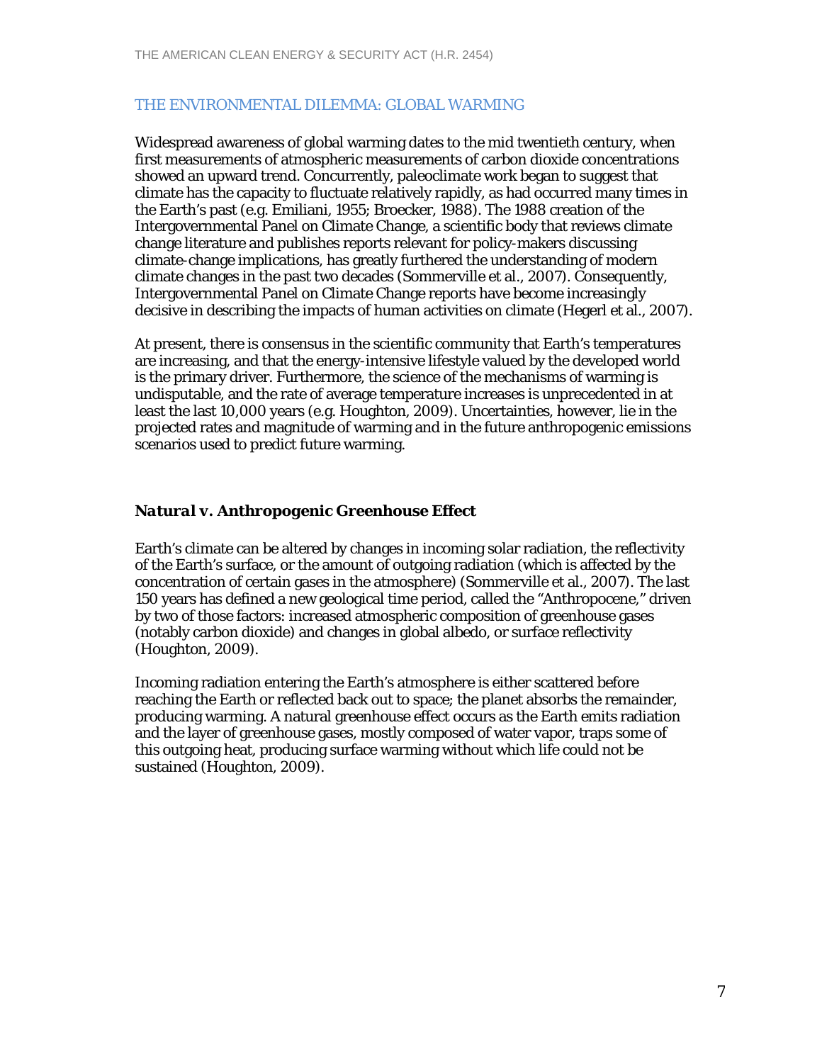## THE ENVIRONMENTAL DILEMMA: GLOBAL WARMING

Widespread awareness of global warming dates to the mid twentieth century, when first measurements of atmospheric measurements of carbon dioxide concentrations showed an upward trend. Concurrently, paleoclimate work began to suggest that climate has the capacity to fluctuate relatively rapidly, as had occurred many times in the Earth's past (e.g. Emiliani, 1955; Broecker, 1988). The 1988 creation of the Intergovernmental Panel on Climate Change, a scientific body that reviews climate change literature and publishes reports relevant for policy-makers discussing climate-change implications, has greatly furthered the understanding of modern climate changes in the past two decades (Sommerville et al., 2007). Consequently, Intergovernmental Panel on Climate Change reports have become increasingly decisive in describing the impacts of human activities on climate (Hegerl et al., 2007).

At present, there is consensus in the scientific community that Earth's temperatures are increasing, and that the energy-intensive lifestyle valued by the developed world is the primary driver. Furthermore, the science of the mechanisms of warming is undisputable, and the rate of average temperature increases is unprecedented in at least the last 10,000 years (e.g. Houghton, 2009). Uncertainties, however, lie in the projected rates and magnitude of warming and in the future anthropogenic emissions scenarios used to predict future warming.

### *Natural v. Anthropogenic Greenhouse Effect*

Earth's climate can be altered by changes in incoming solar radiation, the reflectivity of the Earth's surface, or the amount of outgoing radiation (which is affected by the concentration of certain gases in the atmosphere) (Sommerville et al., 2007). The last 150 years has defined a new geological time period, called the "Anthropocene," driven by two of those factors: increased atmospheric composition of greenhouse gases (notably carbon dioxide) and changes in global albedo, or surface reflectivity (Houghton, 2009).

Incoming radiation entering the Earth's atmosphere is either scattered before reaching the Earth or reflected back out to space; the planet absorbs the remainder, producing warming. A natural greenhouse effect occurs as the Earth emits radiation and the layer of greenhouse gases, mostly composed of water vapor, traps some of this outgoing heat, producing surface warming without which life could not be sustained (Houghton, 2009).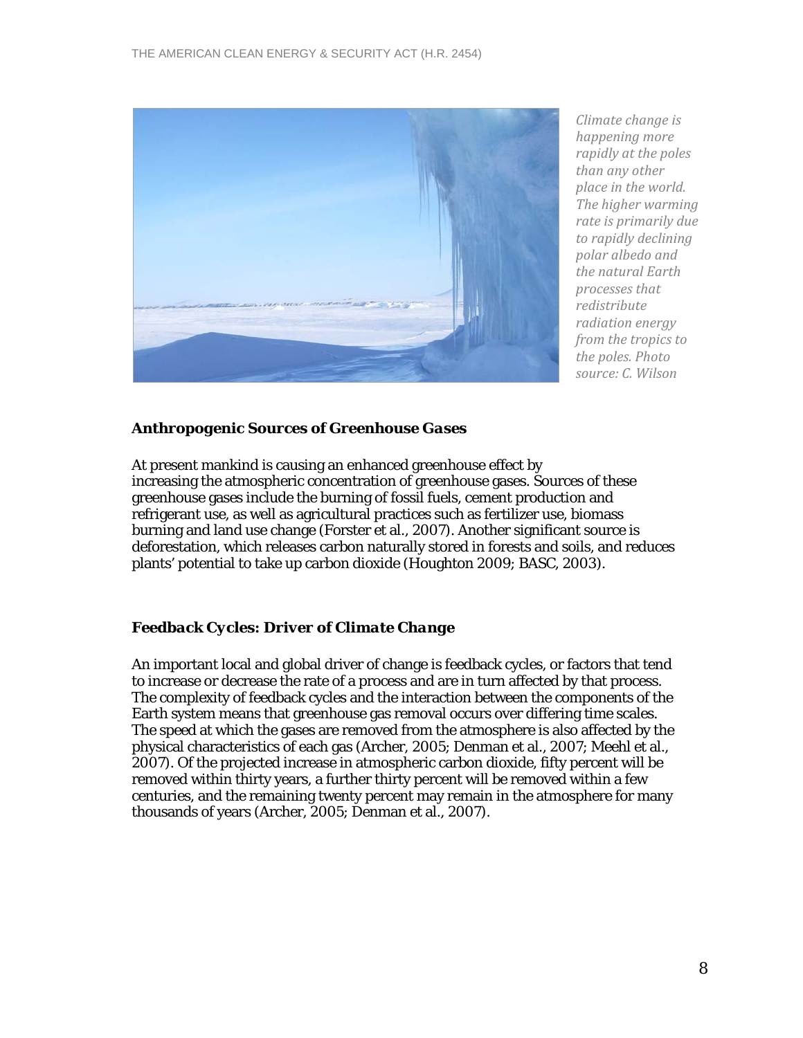*Climate change is happening more rapidly at the poles than any other place in the world. The higher warming rate is primarily due to rapidly declining polar albedo and the natural Earth processes that redistribute radiation energy from the tropics to the poles. Photo source: C. Wilson*

### Anthropogenic Sources of Greenhouse Gases

At present mankind is causing an enhanced greenhouse effect by increasing the atmospheric concentration of greenhouse gases. Sources of these greenhouse gases include the burning of fossil fuels, cement production and refrigerant use, as well as agricultural practices such as fertilizer use, biomass burning and land use change (Forster et al., 2007). Another significant source is deforestation, which releases carbon naturally stored in forests and soils, and reduces plants' potential to take up carbon dioxide (Houghton 2009; BASC, 2003).

### Feedback Cycles: Driver of Climate Change

An important local and global driver of change is feedback cycles, or factors that tend to increase or decrease the rate of a process and are in turn affected by that process. The complexity of feedback cycles and the interaction between the components of the Earth system means that greenhouse gas removal occurs over differing time scales. The speed at which the gases are removed from the atmosphere is also affected by the physical characteristics of each gas (Archer, 2005; Denman et al., 2007; Meehl et al., 2007). Of the projected increase in atmospheric carbon dioxide, fifty percent will be removed within thirty years, a further thirty percent will be removed within a few centuries, and the remaining twenty percent may remain in the atmosphere for many thousands of years (Archer, 2005; Denman et al., 2007).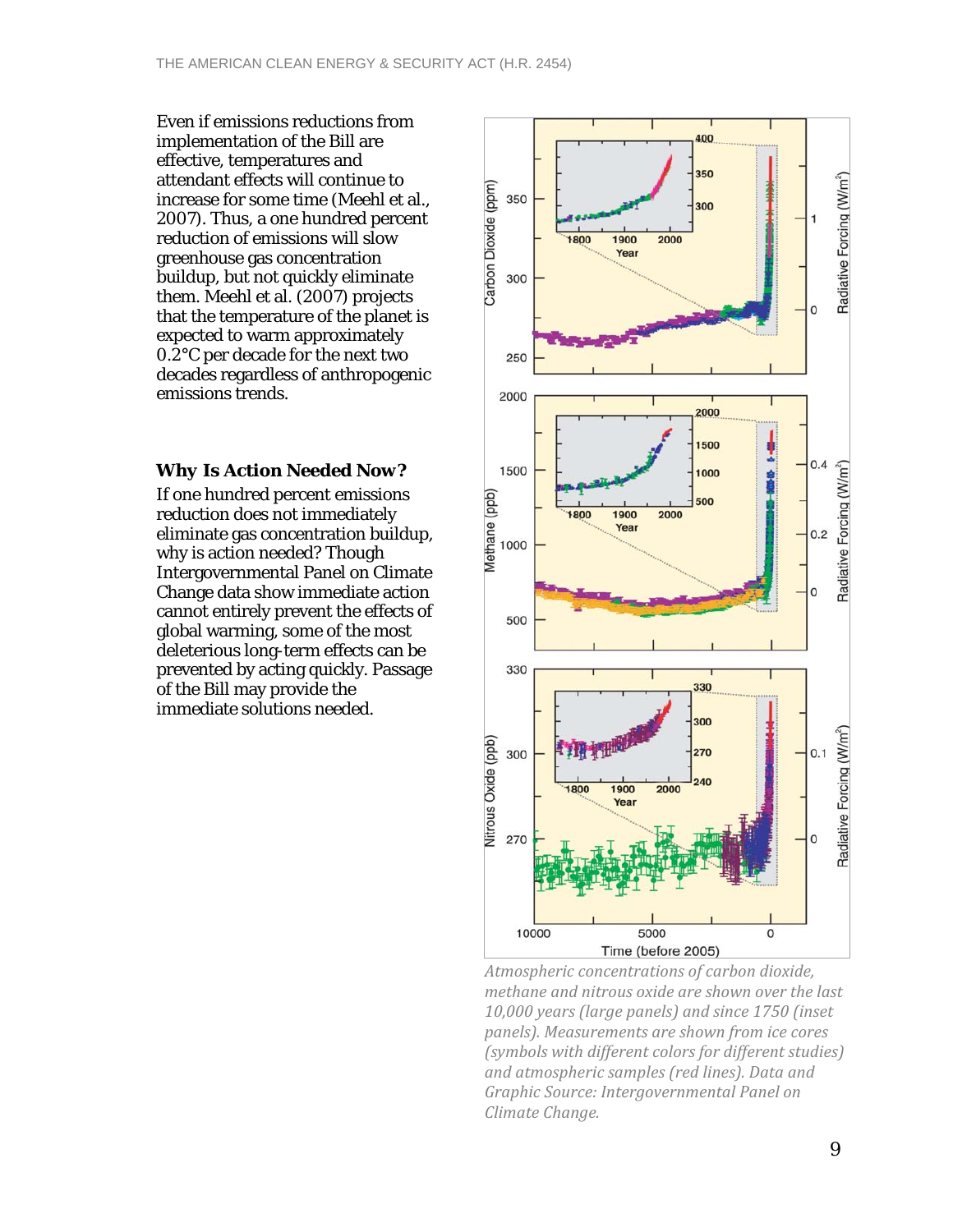Even if emissions reductions from implementation of the Bill are effective, temperatures and attendant effects will continue to increase for some time (Meehl et al., 2007). Thus, a one hundred percent reduction of emissions will slow greenhouse gas concentration buildup, but not quickly eliminate them. Meehl et al. (2007) projects that the temperature of the planet is expected to warm approximately 0.2°C per decade for the next two decades regardless of anthropogenic emissions trends.

## Why Is Action Needed Now?

If one hundred percent emissions reduction does not immediately eliminate gas concentration buildup, why is action needed? Though Intergovernmental Panel on Climate Change data show immediate action cannot entirely prevent the effects of global warming, some of the most deleterious long-term effects can be prevented by acting quickly. Passage of the Bill may provide the immediate solutions needed.

*Atmospheric concentrations of carbon dioxide, methane and nitrous oxide are shown over the last 10,000 years (large panels) and since 1750 (inset panels). Measurements are shown from ice cores (symbols with different colors for different studies) and atmospheric samples (red lines). Data and Graphic Source: Intergovernmental Panel on Climate Change.*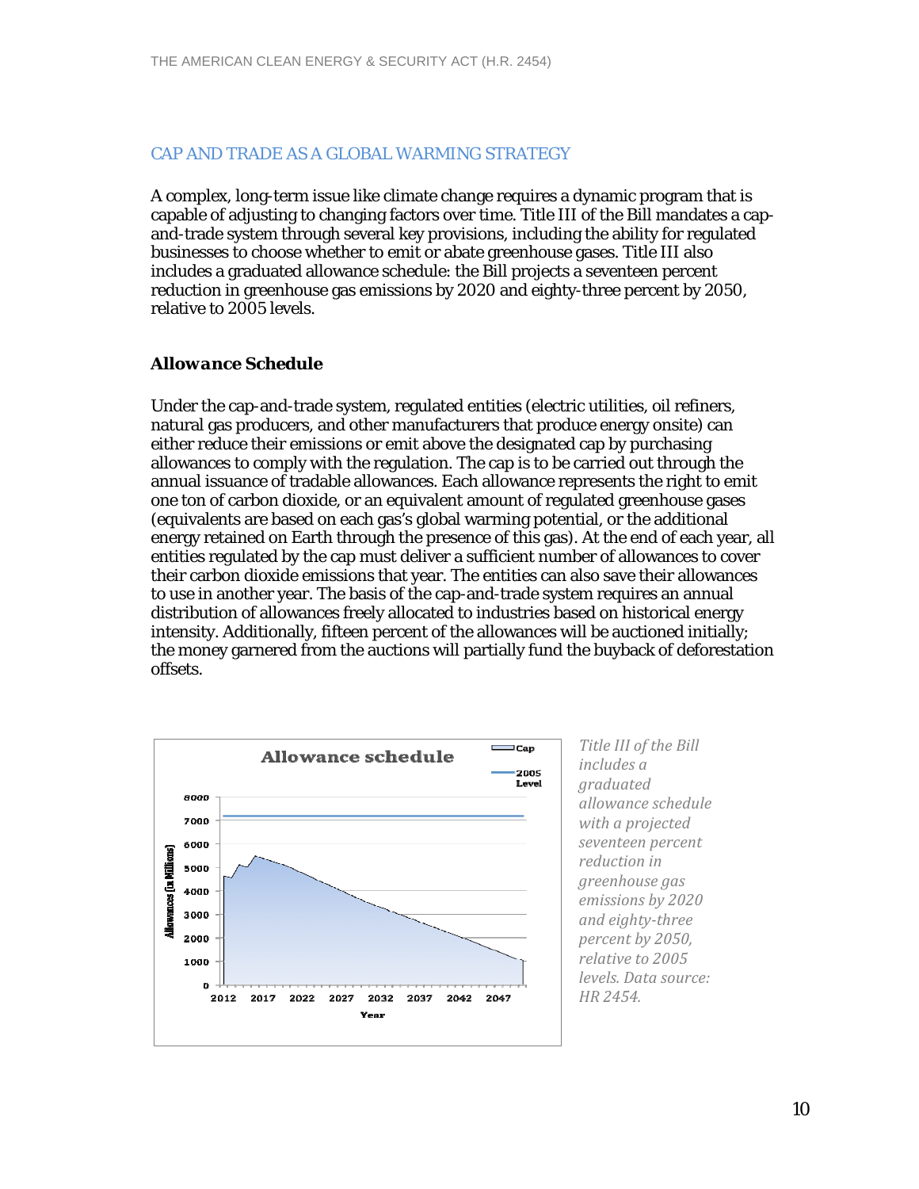## CAP AND TRADE AS A GLOBAL WARMING STRATEGY

A complex, long-term issue like climate change requires a dynamic program that is capable of adjusting to changing factors over time. Title III of the Bill mandates a cap-and-trade system through several key provisions, including the ability for regulated businesses to choose whether to emit or abate greenhouse gases. Title III also includes a graduated allowance schedule: the Bill projects a seventeen percent reduction in greenhouse gas emissions by 2020 and eighty-three percent by 2050, relative to 2005 levels.

### *Allowance Schedule*

Under the cap-and-trade system, regulated entities (electric utilities, oil refiners, natural gas producers, and other manufacturers that produce energy onsite) can either reduce their emissions or emit above the designated cap by purchasing allowances to comply with the regulation. The cap is to be carried out through the annual issuance of tradable allowances. Each allowance represents the right to emit one ton of carbon dioxide, or an equivalent amount of regulated greenhouse gases (equivalents are based on each gas's global warming potential, or the additional energy retained on Earth through the presence of this gas). At the end of each year, all entities regulated by the cap must deliver a sufficient number of allowances to cover their carbon dioxide emissions that year. The entities can also save their allowances to use in another year. The basis of the cap-and-trade system requires an annual distribution of allowances freely allocated to industries based on historical energy intensity. Additionally, fifteen percent of the allowances will be auctioned initially; the money garnered from the auctions will partially fund the buyback of deforestation offsets.

*Title III of the Bill includes a graduated allowance schedule with a projected seventeen percent reduction in greenhouse gas emissions by 2020 and eighty-three percent by 2050, relative to 2005 levels. Data source: HR 2454.*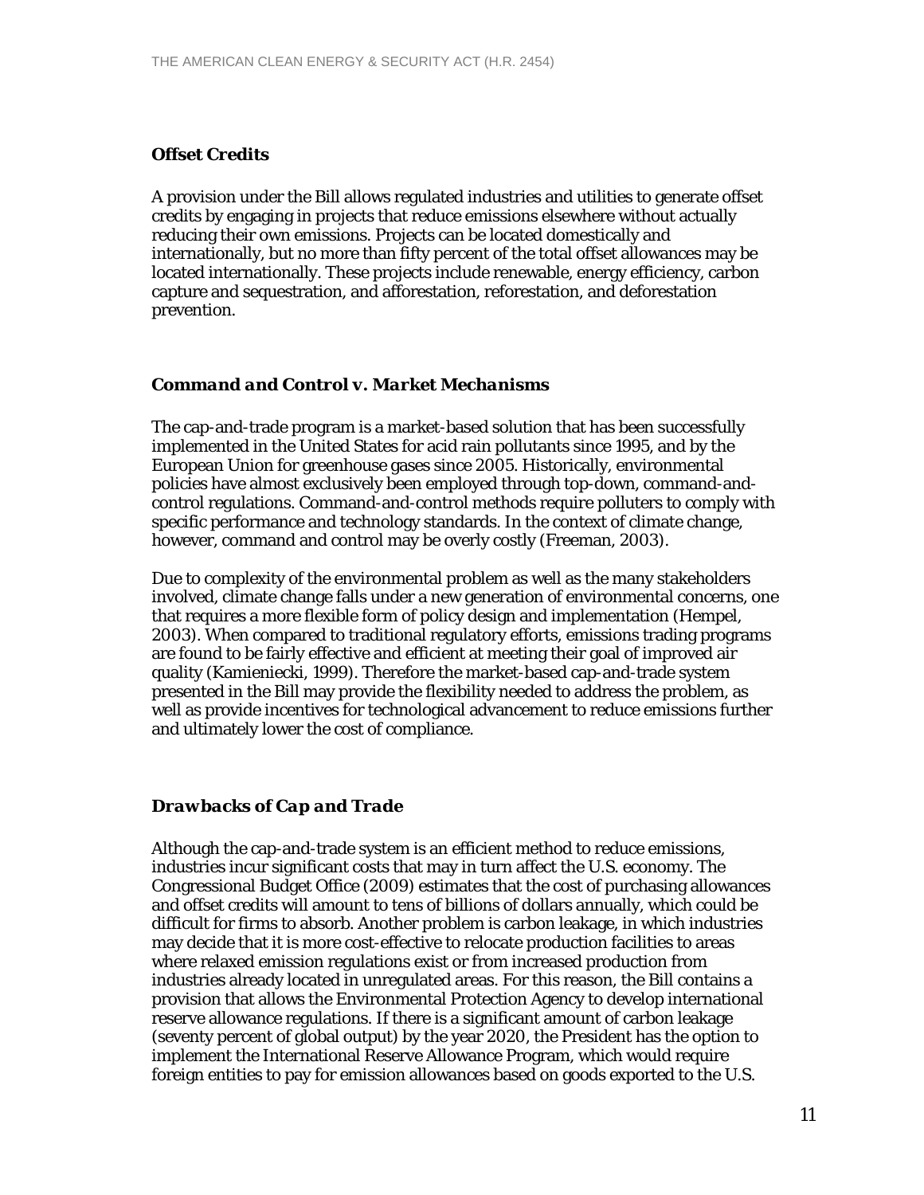### ***Offset Credits***

A provision under the Bill allows regulated industries and utilities to generate offset credits by engaging in projects that reduce emissions elsewhere without actually reducing their own emissions. Projects can be located domestically and internationally, but no more than fifty percent of the total offset allowances may be located internationally. These projects include renewable, energy efficiency, carbon capture and sequestration, and afforestation, reforestation, and deforestation prevention.

### ***Command and Control v. Market Mechanisms***

The cap-and-trade program is a market-based solution that has been successfully implemented in the United States for acid rain pollutants since 1995, and by the European Union for greenhouse gases since 2005. Historically, environmental policies have almost exclusively been employed through top-down, command-and-control regulations. Command-and-control methods require polluters to comply with specific performance and technology standards. In the context of climate change, however, command and control may be overly costly (Freeman, 2003).

Due to complexity of the environmental problem as well as the many stakeholders involved, climate change falls under a new generation of environmental concerns, one that requires a more flexible form of policy design and implementation (Hempel, 2003). When compared to traditional regulatory efforts, emissions trading programs are found to be fairly effective and efficient at meeting their goal of improved air quality (Kamieniecki, 1999). Therefore the market-based cap-and-trade system presented in the Bill may provide the flexibility needed to address the problem, as well as provide incentives for technological advancement to reduce emissions further and ultimately lower the cost of compliance.

### ***Drawbacks of Cap and Trade***

Although the cap-and-trade system is an efficient method to reduce emissions, industries incur significant costs that may in turn affect the U.S. economy. The Congressional Budget Office (2009) estimates that the cost of purchasing allowances and offset credits will amount to tens of billions of dollars annually, which could be difficult for firms to absorb. Another problem is carbon leakage, in which industries may decide that it is more cost-effective to relocate production facilities to areas where relaxed emission regulations exist or from increased production from industries already located in unregulated areas. For this reason, the Bill contains a provision that allows the Environmental Protection Agency to develop international reserve allowance regulations. If there is a significant amount of carbon leakage (seventy percent of global output) by the year 2020, the President has the option to implement the International Reserve Allowance Program, which would require foreign entities to pay for emission allowances based on goods exported to the U.S.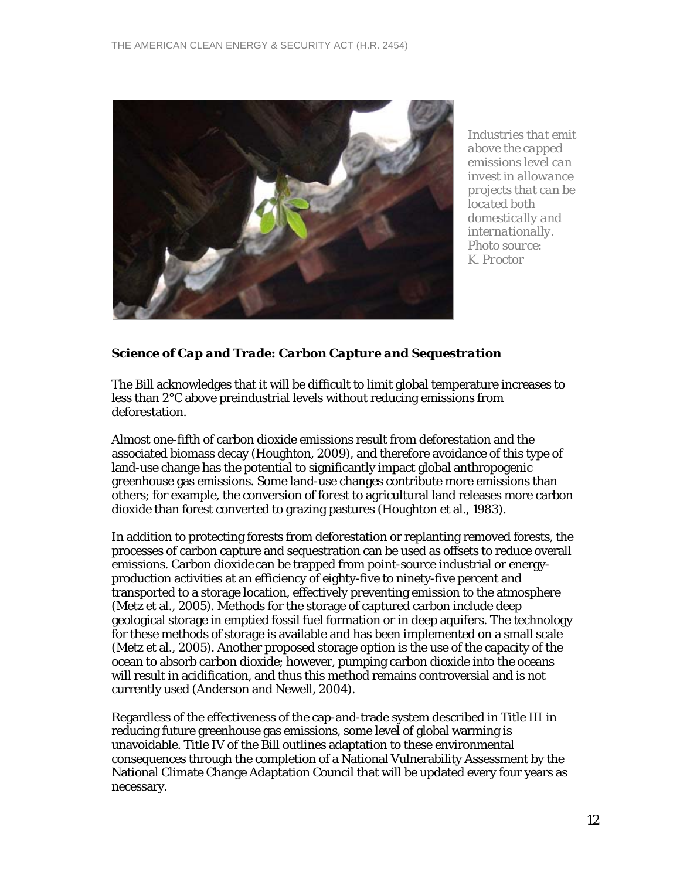*Industries that emit above the capped emissions level can invest in allowance projects that can be located both domestically and internationally. Photo source: K. Proctor*

### *Science of Cap and Trade: Carbon Capture and Sequestration*

The Bill acknowledges that it will be difficult to limit global temperature increases to less than 2°C above preindustrial levels without reducing emissions from deforestation.

Almost one-fifth of carbon dioxide emissions result from deforestation and the associated biomass decay (Houghton, 2009), and therefore avoidance of this type of land-use change has the potential to significantly impact global anthropogenic greenhouse gas emissions. Some land-use changes contribute more emissions than others; for example, the conversion of forest to agricultural land releases more carbon dioxide than forest converted to grazing pastures (Houghton et al., 1983).

In addition to protecting forests from deforestation or replanting removed forests, the processes of carbon capture and sequestration can be used as offsets to reduce overall emissions. Carbon dioxide can be trapped from point-source industrial or energy-production activities at an efficiency of eighty-five to ninety-five percent and transported to a storage location, effectively preventing emission to the atmosphere (Metz et al., 2005). Methods for the storage of captured carbon include deep geological storage in emptied fossil fuel formation or in deep aquifers. The technology for these methods of storage is available and has been implemented on a small scale (Metz et al., 2005). Another proposed storage option is the use of the capacity of the ocean to absorb carbon dioxide; however, pumping carbon dioxide into the oceans will result in acidification, and thus this method remains controversial and is not currently used (Anderson and Newell, 2004).

Regardless of the effectiveness of the cap-and-trade system described in Title III in reducing future greenhouse gas emissions, some level of global warming is unavoidable. Title IV of the Bill outlines adaptation to these environmental consequences through the completion of a National Vulnerability Assessment by the National Climate Change Adaptation Council that will be updated every four years as necessary.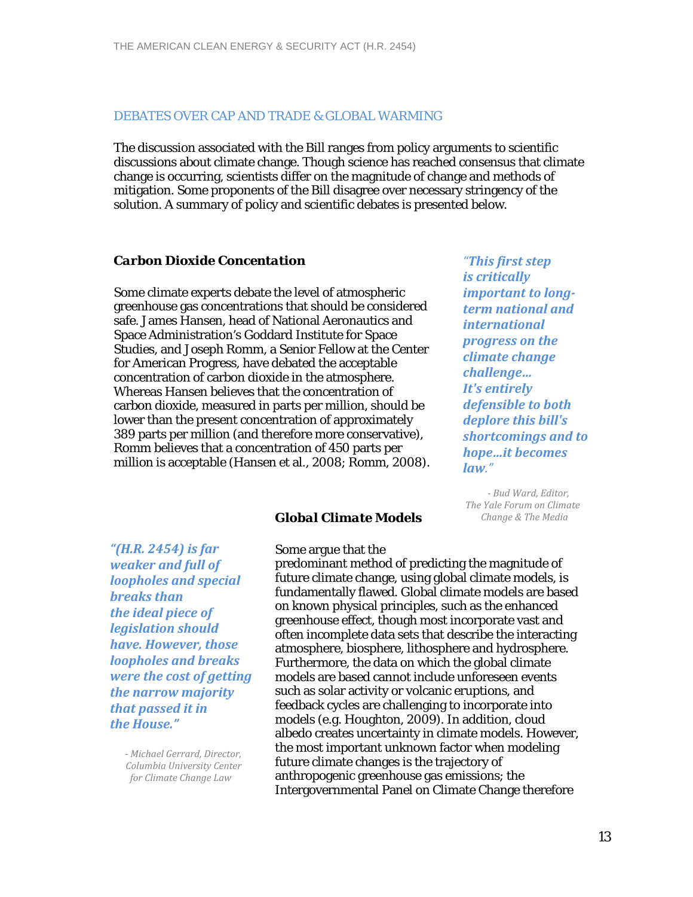## DEBATES OVER CAP AND TRADE & GLOBAL WARMING

The discussion associated with the Bill ranges from policy arguments to scientific discussions about climate change. Though science has reached consensus that climate change is occurring, scientists differ on the magnitude of change and methods of mitigation. Some proponents of the Bill disagree over necessary stringency of the solution. A summary of policy and scientific debates is presented below.

### *Carbon Dioxide Concentation*

Some climate experts debate the level of atmospheric greenhouse gas concentrations that should be considered safe. James Hansen, head of National Aeronautics and Space Administration's Goddard Institute for Space Studies, and Joseph Romm, a Senior Fellow at the Center for American Progress, have debated the acceptable concentration of carbon dioxide in the atmosphere. Whereas Hansen believes that the concentration of carbon dioxide, measured in parts per million, should be lower than the present concentration of approximately 389 parts per million (and therefore more conservative), Romm believes that a concentration of 450 parts per million is acceptable (Hansen et al., 2008; Romm, 2008).

> ***"This first step is critically important to long-term national and international progress on the climate change challenge... It's entirely defensible to both deplore this bill's shortcomings and to hope...it becomes law."***
>
> *- Bud Ward, Editor, The Yale Forum on Climate Change & The Media*

### *Global Climate Models*

> ***"(H.R. 2454) is far weaker and full of loopholes and special breaks than the ideal piece of legislation should have. However, those loopholes and breaks were the cost of getting the narrow majority that passed it in the House."***
>
> *- Michael Gerrard, Director, Columbia University Center for Climate Change Law*

Some argue that the predominant method of predicting the magnitude of future climate change, using global climate models, is fundamentally flawed. Global climate models are based on known physical principles, such as the enhanced greenhouse effect, though most incorporate vast and often incomplete data sets that describe the interacting atmosphere, biosphere, lithosphere and hydrosphere. Furthermore, the data on which the global climate models are based cannot include unforeseen events such as solar activity or volcanic eruptions, and feedback cycles are challenging to incorporate into models (e.g. Houghton, 2009). In addition, cloud albedo creates uncertainty in climate models. However, the most important unknown factor when modeling future climate changes is the trajectory of anthropogenic greenhouse gas emissions; the Intergovernmental Panel on Climate Change therefore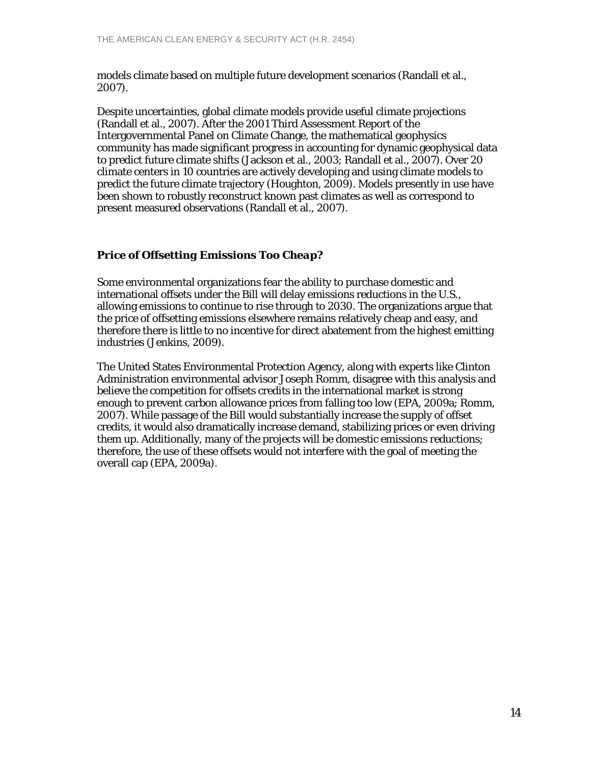models climate based on multiple future development scenarios (Randall et al., 2007).

Despite uncertainties, global climate models provide useful climate projections (Randall et al., 2007). After the 2001 Third Assessment Report of the Intergovernmental Panel on Climate Change, the mathematical geophysics community has made significant progress in accounting for dynamic geophysical data to predict future climate shifts (Jackson et al., 2003; Randall et al., 2007). Over 20 climate centers in 10 countries are actively developing and using climate models to predict the future climate trajectory (Houghton, 2009). Models presently in use have been shown to robustly reconstruct known past climates as well as correspond to present measured observations (Randall et al., 2007).

### *Price of Offsetting Emissions Too Cheap?*

Some environmental organizations fear the ability to purchase domestic and international offsets under the Bill will delay emissions reductions in the U.S., allowing emissions to continue to rise through to 2030. The organizations argue that the price of offsetting emissions elsewhere remains relatively cheap and easy, and therefore there is little to no incentive for direct abatement from the highest emitting industries (Jenkins, 2009).

The United States Environmental Protection Agency, along with experts like Clinton Administration environmental advisor Joseph Romm, disagree with this analysis and believe the competition for offsets credits in the international market is strong enough to prevent carbon allowance prices from falling too low (EPA, 2009a; Romm, 2007). While passage of the Bill would substantially increase the supply of offset credits, it would also dramatically increase demand, stabilizing prices or even driving them up. Additionally, many of the projects will be domestic emissions reductions; therefore, the use of these offsets would not interfere with the goal of meeting the overall cap (EPA, 2009a).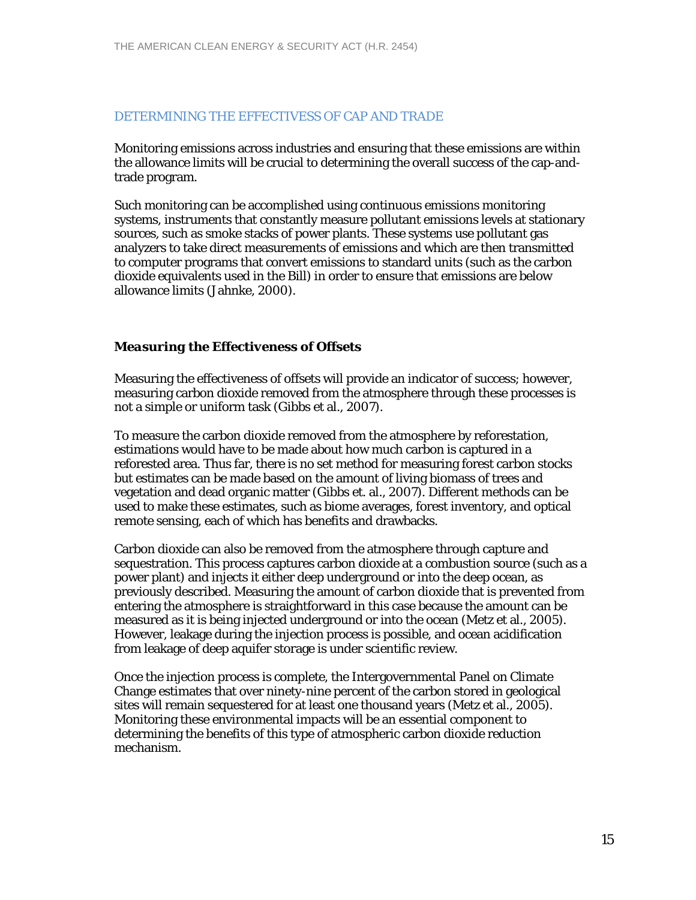## DETERMINING THE EFFECTIVESS OF CAP AND TRADE

Monitoring emissions across industries and ensuring that these emissions are within the allowance limits will be crucial to determining the overall success of the cap-and-trade program.

Such monitoring can be accomplished using continuous emissions monitoring systems, instruments that constantly measure pollutant emissions levels at stationary sources, such as smoke stacks of power plants. These systems use pollutant gas analyzers to take direct measurements of emissions and which are then transmitted to computer programs that convert emissions to standard units (such as the carbon dioxide equivalents used in the Bill) in order to ensure that emissions are below allowance limits (Jahnke, 2000).

### *Measuring the Effectiveness of Offsets*

Measuring the effectiveness of offsets will provide an indicator of success; however, measuring carbon dioxide removed from the atmosphere through these processes is not a simple or uniform task (Gibbs et al., 2007).

To measure the carbon dioxide removed from the atmosphere by reforestation, estimations would have to be made about how much carbon is captured in a reforested area. Thus far, there is no set method for measuring forest carbon stocks but estimates can be made based on the amount of living biomass of trees and vegetation and dead organic matter (Gibbs et. al., 2007). Different methods can be used to make these estimates, such as biome averages, forest inventory, and optical remote sensing, each of which has benefits and drawbacks.

Carbon dioxide can also be removed from the atmosphere through capture and sequestration. This process captures carbon dioxide at a combustion source (such as a power plant) and injects it either deep underground or into the deep ocean, as previously described. Measuring the amount of carbon dioxide that is prevented from entering the atmosphere is straightforward in this case because the amount can be measured as it is being injected underground or into the ocean (Metz et al., 2005). However, leakage during the injection process is possible, and ocean acidification from leakage of deep aquifer storage is under scientific review.

Once the injection process is complete, the Intergovernmental Panel on Climate Change estimates that over ninety-nine percent of the carbon stored in geological sites will remain sequestered for at least one thousand years (Metz et al., 2005). Monitoring these environmental impacts will be an essential component to determining the benefits of this type of atmospheric carbon dioxide reduction mechanism.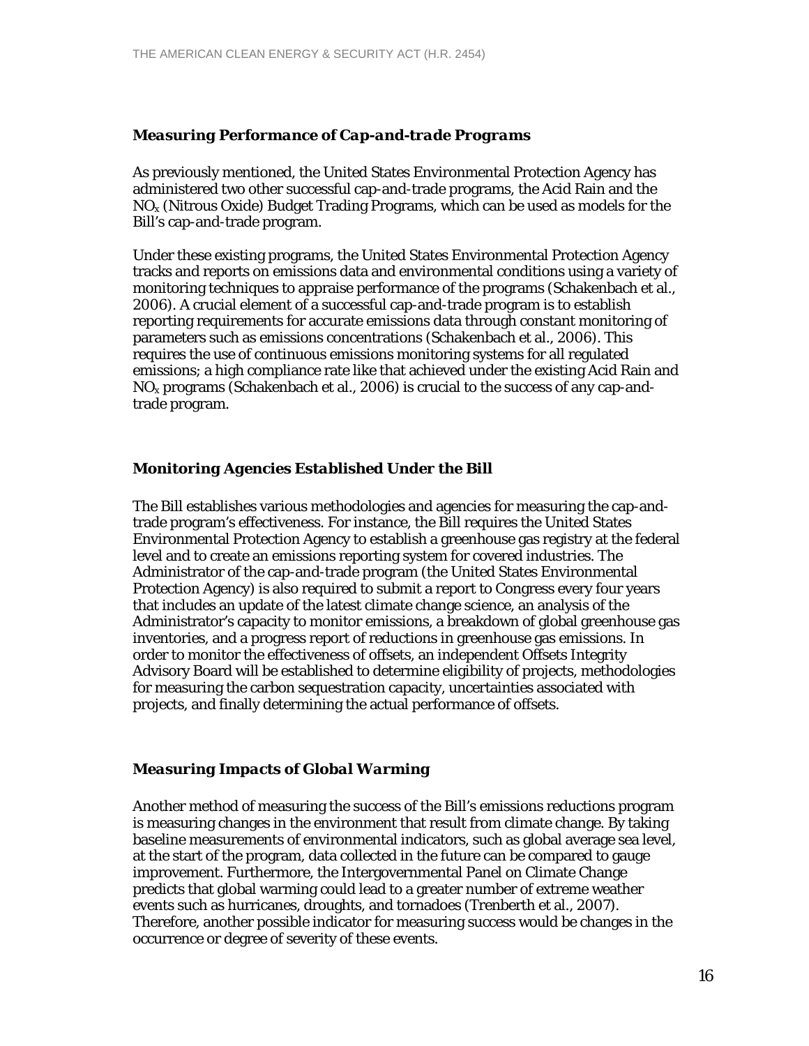### *Measuring Performance of Cap-and-trade Programs*

As previously mentioned, the United States Environmental Protection Agency has administered two other successful cap-and-trade programs, the Acid Rain and the $NO_x$ (Nitrous Oxide) Budget Trading Programs, which can be used as models for the Bill's cap-and-trade program.

Under these existing programs, the United States Environmental Protection Agency tracks and reports on emissions data and environmental conditions using a variety of monitoring techniques to appraise performance of the programs (Schakenbach et al., 2006). A crucial element of a successful cap-and-trade program is to establish reporting requirements for accurate emissions data through constant monitoring of parameters such as emissions concentrations (Schakenbach et al., 2006). This requires the use of continuous emissions monitoring systems for all regulated emissions; a high compliance rate like that achieved under the existing Acid Rain and $NO_x$ programs (Schakenbach et al., 2006) is crucial to the success of any cap-and-trade program.

### *Monitoring Agencies Established Under the Bill*

The Bill establishes various methodologies and agencies for measuring the cap-and-trade program's effectiveness. For instance, the Bill requires the United States Environmental Protection Agency to establish a greenhouse gas registry at the federal level and to create an emissions reporting system for covered industries. The Administrator of the cap-and-trade program (the United States Environmental Protection Agency) is also required to submit a report to Congress every four years that includes an update of the latest climate change science, an analysis of the Administrator's capacity to monitor emissions, a breakdown of global greenhouse gas inventories, and a progress report of reductions in greenhouse gas emissions. In order to monitor the effectiveness of offsets, an independent Offsets Integrity Advisory Board will be established to determine eligibility of projects, methodologies for measuring the carbon sequestration capacity, uncertainties associated with projects, and finally determining the actual performance of offsets.

### *Measuring Impacts of Global Warming*

Another method of measuring the success of the Bill's emissions reductions program is measuring changes in the environment that result from climate change. By taking baseline measurements of environmental indicators, such as global average sea level, at the start of the program, data collected in the future can be compared to gauge improvement. Furthermore, the Intergovernmental Panel on Climate Change predicts that global warming could lead to a greater number of extreme weather events such as hurricanes, droughts, and tornadoes (Trenberth et al., 2007). Therefore, another possible indicator for measuring success would be changes in the occurrence or degree of severity of these events.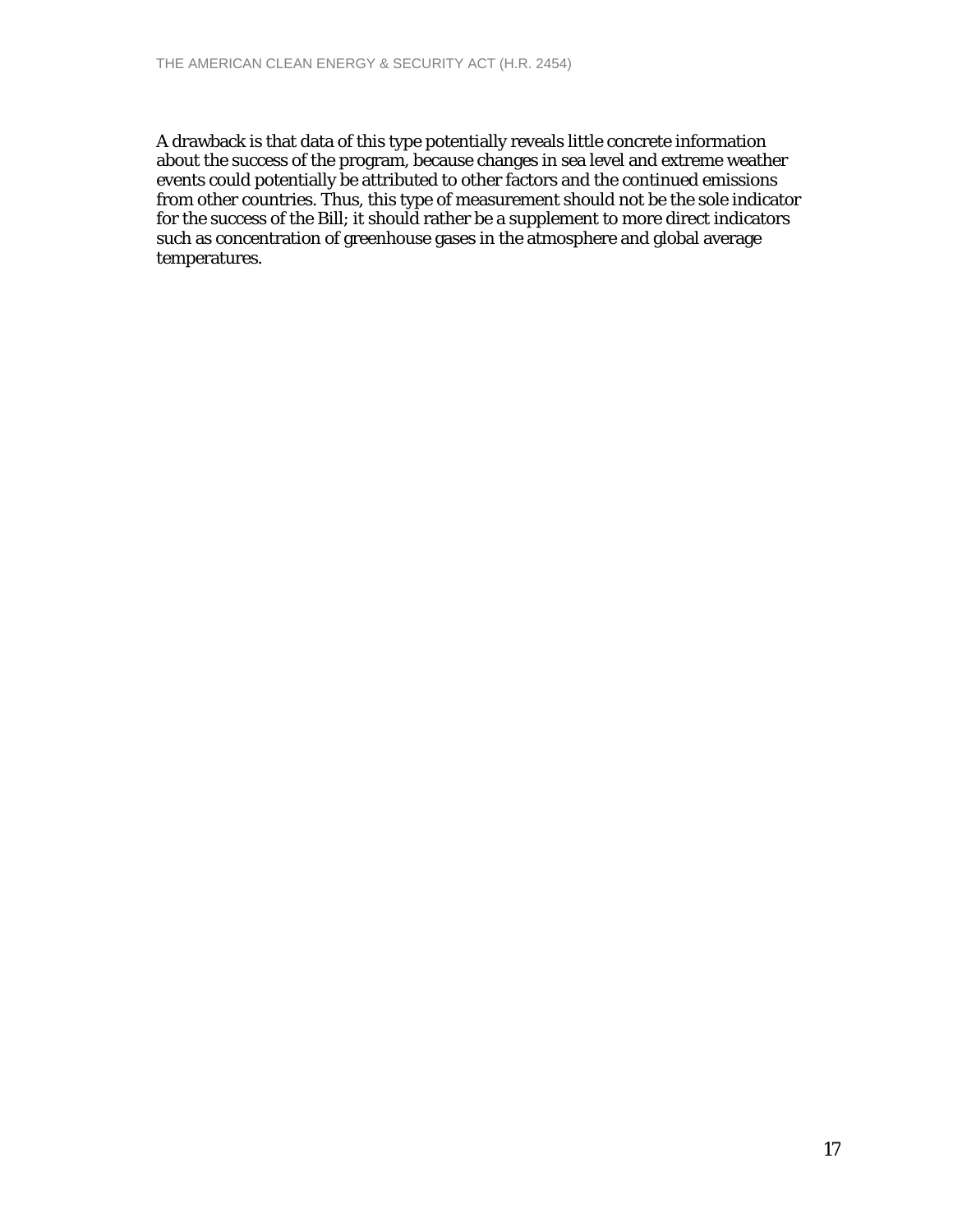A drawback is that data of this type potentially reveals little concrete information about the success of the program, because changes in sea level and extreme weather events could potentially be attributed to other factors and the continued emissions from other countries. Thus, this type of measurement should not be the sole indicator for the success of the Bill; it should rather be a supplement to more direct indicators such as concentration of greenhouse gases in the atmosphere and global average temperatures.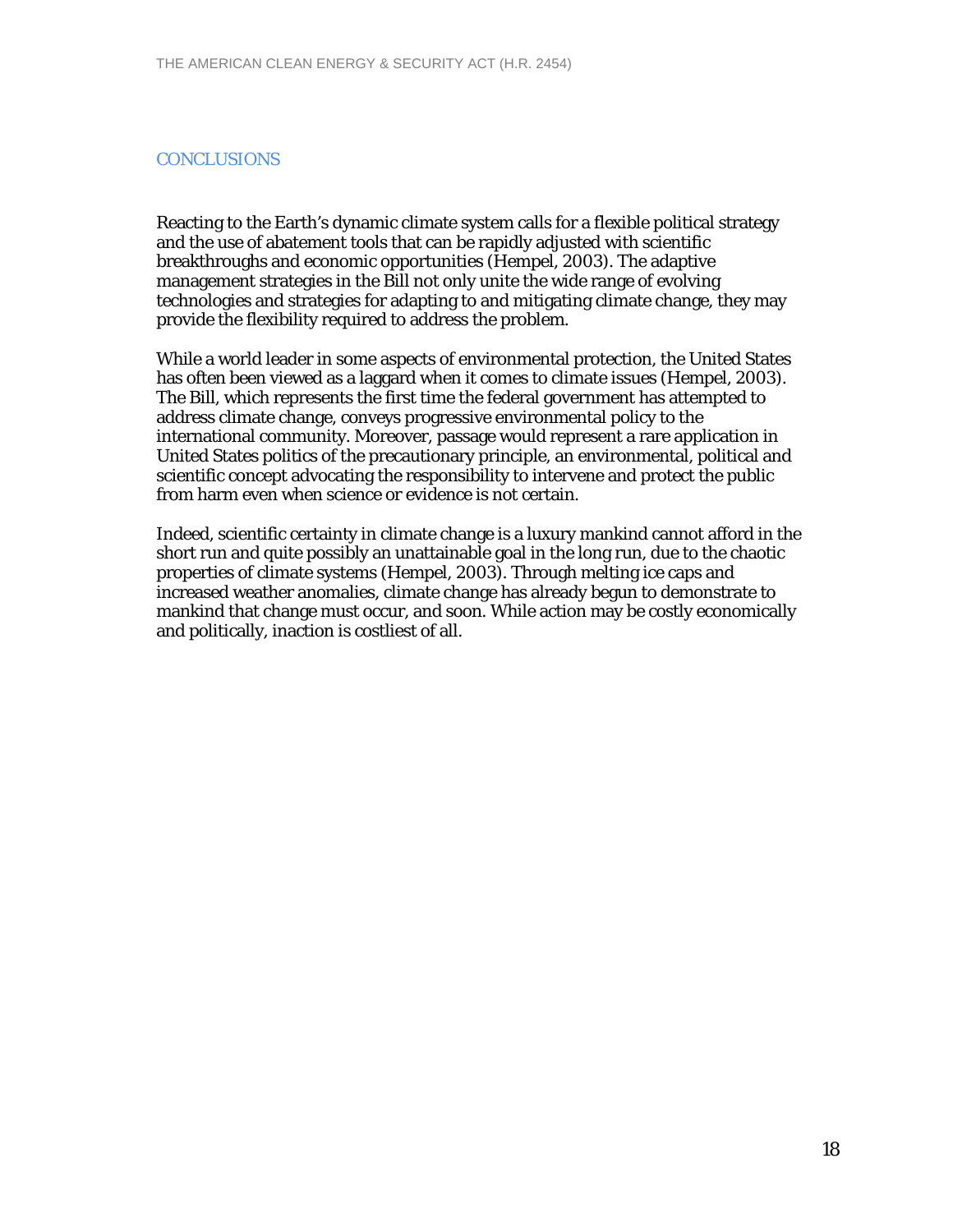## CONCLUSIONS

Reacting to the Earth's dynamic climate system calls for a flexible political strategy and the use of abatement tools that can be rapidly adjusted with scientific breakthroughs and economic opportunities (Hempel, 2003). The adaptive management strategies in the Bill not only unite the wide range of evolving technologies and strategies for adapting to and mitigating climate change, they may provide the flexibility required to address the problem.

While a world leader in some aspects of environmental protection, the United States has often been viewed as a laggard when it comes to climate issues (Hempel, 2003). The Bill, which represents the first time the federal government has attempted to address climate change, conveys progressive environmental policy to the international community. Moreover, passage would represent a rare application in United States politics of the precautionary principle, an environmental, political and scientific concept advocating the responsibility to intervene and protect the public from harm even when science or evidence is not certain.

Indeed, scientific certainty in climate change is a luxury mankind cannot afford in the short run and quite possibly an unattainable goal in the long run, due to the chaotic properties of climate systems (Hempel, 2003). Through melting ice caps and increased weather anomalies, climate change has already begun to demonstrate to mankind that change must occur, and soon. While action may be costly economically and politically, inaction is costliest of all.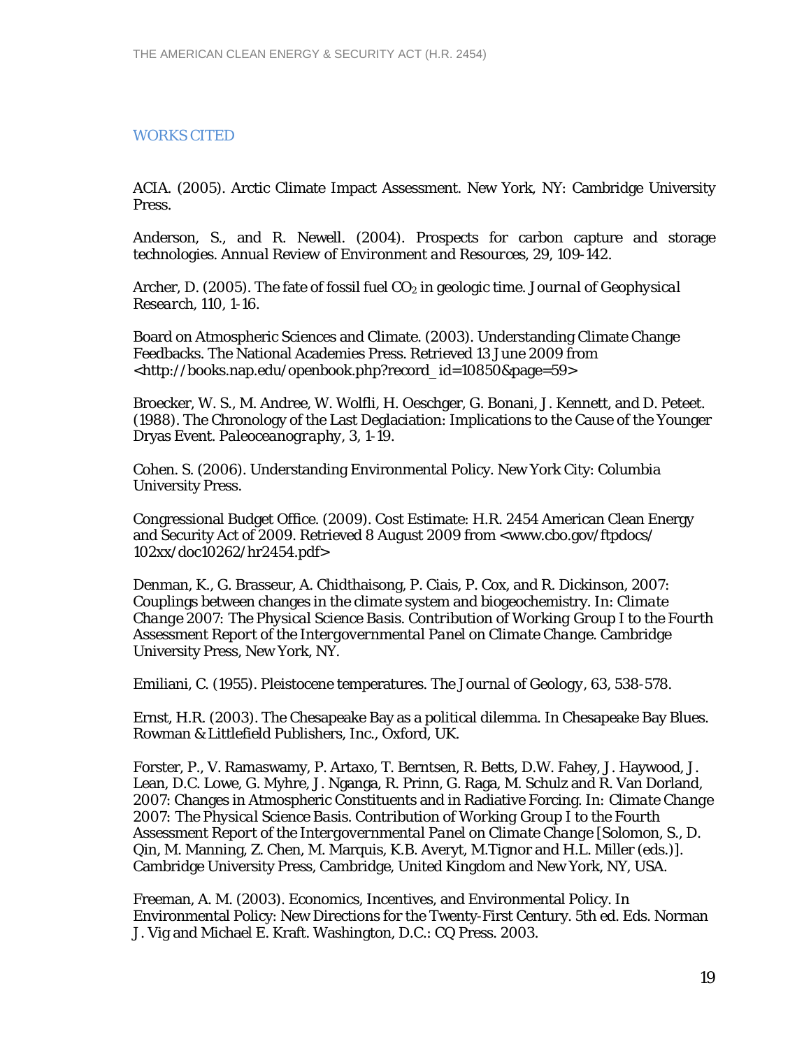## WORKS CITED

ACIA. (2005). Arctic Climate Impact Assessment. New York, NY: Cambridge University Press.

Anderson, S., and R. Newell. (2004). Prospects for carbon capture and storage technologies. *Annual Review of Environment and Resources*, 29, 109-142.

Archer, D. (2005). The fate of fossil fuel $CO_2$ in geologic time. *Journal of Geophysical Research*, 110, 1-16.

Board on Atmospheric Sciences and Climate. (2003). Understanding Climate Change Feedbacks. The National Academies Press. Retrieved 13 June 2009 from <http://books.nap.edu/openbook.php?record_id=10850&page=59>

Broecker, W. S., M. Andree, W. Wolfli, H. Oeschger, G. Bonani, J. Kennett, and D. Peteet. (1988). The Chronology of the Last Deglaciation: Implications to the Cause of the Younger Dryas Event. *Paleoceanography*, 3, 1-19.

Cohen. S. (2006). Understanding Environmental Policy. New York City: Columbia University Press.

Congressional Budget Office. (2009). Cost Estimate: H.R. 2454 American Clean Energy and Security Act of 2009. Retrieved 8 August 2009 from <www.cbo.gov/ftpdocs/102xx/doc10262/hr2454.pdf>

Denman, K., G. Brasseur, A. Chidthaisong, P. Ciais, P. Cox, and R. Dickinson, 2007: Couplings between changes in the climate system and biogeochemistry. In: *Climate Change 2007: The Physical Science Basis. Contribution of Working Group I to the Fourth Assessment Report of the Intergovernmental Panel on Climate Change*. Cambridge University Press, New York, NY.

Emiliani, C. (1955). Pleistocene temperatures. *The Journal of Geology*, 63, 538-578.

Ernst, H.R. (2003). The Chesapeake Bay as a political dilemma. In Chesapeake Bay Blues. Rowman & Littlefield Publishers, Inc., Oxford, UK.

Forster, P., V. Ramaswamy, P. Artaxo, T. Berntsen, R. Betts, D.W. Fahey, J. Haywood, J. Lean, D.C. Lowe, G. Myhre, J. Nganga, R. Prinn, G. Raga, M. Schulz and R. Van Dorland, 2007: Changes in Atmospheric Constituents and in Radiative Forcing. In: *Climate Change 2007: The Physical Science Basis. Contribution of Working Group I to the Fourth Assessment Report of the Intergovernmental Panel on Climate Change* [Solomon, S., D. Qin, M. Manning, Z. Chen, M. Marquis, K.B. Averyt, M.Tignor and H.L. Miller (eds.)]. Cambridge University Press, Cambridge, United Kingdom and New York, NY, USA.

Freeman, A. M. (2003). Economics, Incentives, and Environmental Policy. In Environmental Policy: New Directions for the Twenty-First Century. 5th ed. Eds. Norman J. Vig and Michael E. Kraft. Washington, D.C.: CQ Press. 2003.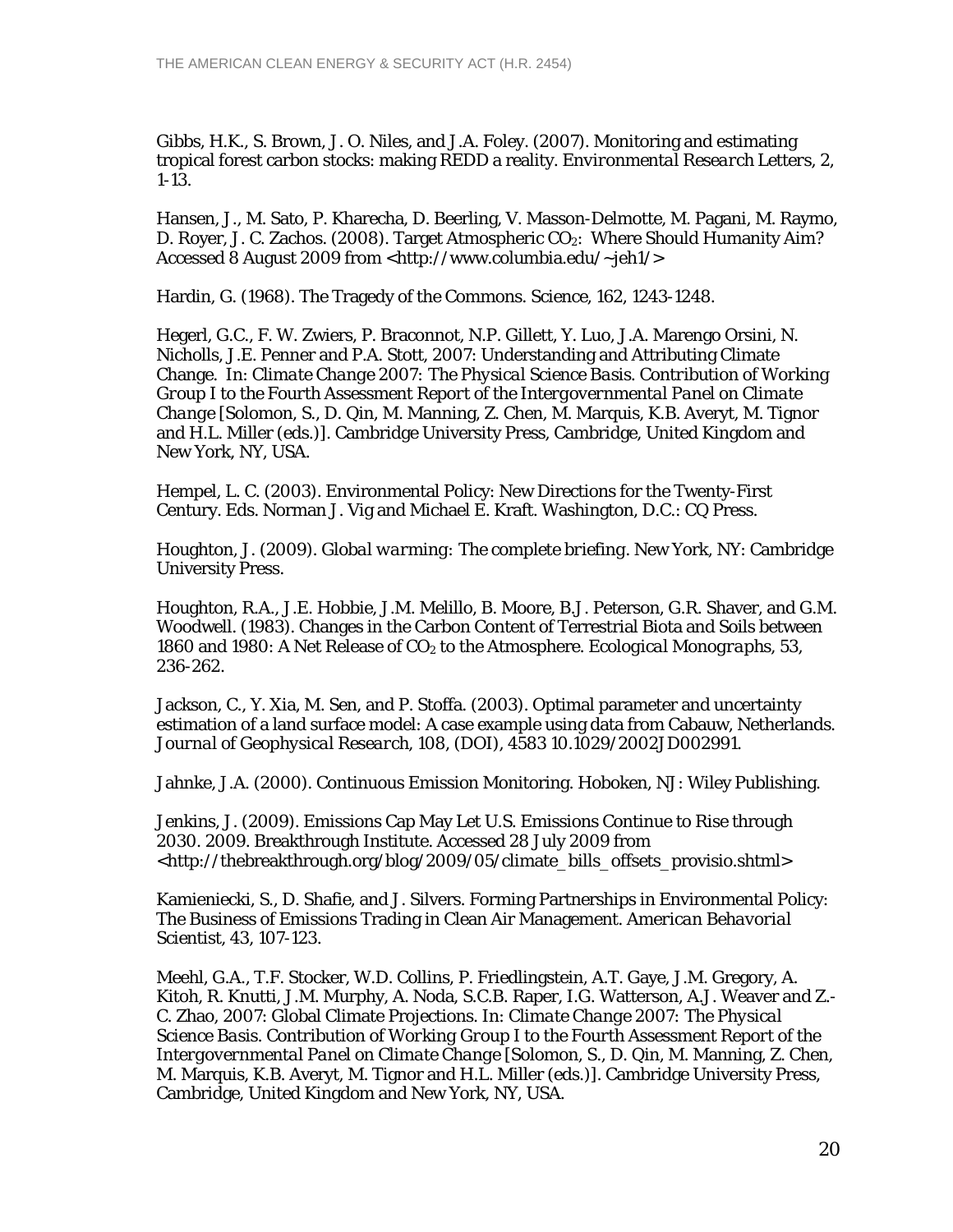Gibbs, H.K., S. Brown, J. O. Niles, and J.A. Foley. (2007). Monitoring and estimating tropical forest carbon stocks: making REDD a reality. *Environmental Research Letters*, 2, 1-13.

Hansen, J., M. Sato, P. Kharecha, D. Beerling, V. Masson-Delmotte, M. Pagani, M. Raymo, D. Royer, J. C. Zachos. (2008). Target Atmospheric $CO_2$: Where Should Humanity Aim? Accessed 8 August 2009 from <http://www.columbia.edu/~jeh1/>

Hardin, G. (1968). The Tragedy of the Commons. Science, 162, 1243-1248.

Hegerl, G.C., F. W. Zwiers, P. Braconnot, N.P. Gillett, Y. Luo, J.A. Marengo Orsini, N. Nicholls, J.E. Penner and P.A. Stott, 2007: Understanding and Attributing Climate Change. In: *Climate Change 2007: The Physical Science Basis. Contribution of Working Group I to the Fourth Assessment Report of the Intergovernmental Panel on Climate Change* [Solomon, S., D. Qin, M. Manning, Z. Chen, M. Marquis, K.B. Averyt, M. Tignor and H.L. Miller (eds.)]. Cambridge University Press, Cambridge, United Kingdom and New York, NY, USA.

Hempel, L. C. (2003). Environmental Policy: New Directions for the Twenty-First Century. Eds. Norman J. Vig and Michael E. Kraft. Washington, D.C.: CQ Press.

Houghton, J. (2009). *Global warming: The complete briefing*. New York, NY: Cambridge University Press.

Houghton, R.A., J.E. Hobbie, J.M. Melillo, B. Moore, B.J. Peterson, G.R. Shaver, and G.M. Woodwell. (1983). Changes in the Carbon Content of Terrestrial Biota and Soils between 1860 and 1980: A Net Release of $CO_2$ to the Atmosphere. *Ecological Monographs*, 53, 236-262.

Jackson, C., Y. Xia, M. Sen, and P. Stoffa. (2003). Optimal parameter and uncertainty estimation of a land surface model: A case example using data from Cabauw, Netherlands. *Journal of Geophysical Research*, 108, (DOI), 4583 10.1029/2002JD002991.

Jahnke, J.A. (2000). Continuous Emission Monitoring. Hoboken, NJ: Wiley Publishing.

Jenkins, J. (2009). Emissions Cap May Let U.S. Emissions Continue to Rise through 2030. 2009. Breakthrough Institute. Accessed 28 July 2009 from <http://thebreakthrough.org/blog/2009/05/climate_bills_offsets_provisio.shtml>

Kamieniecki, S., D. Shafie, and J. Silvers. Forming Partnerships in Environmental Policy: The Business of Emissions Trading in Clean Air Management. *American Behavorial Scientist*, 43, 107-123.

Meehl, G.A., T.F. Stocker, W.D. Collins, P. Friedlingstein, A.T. Gaye, J.M. Gregory, A. Kitoh, R. Knutti, J.M. Murphy, A. Noda, S.C.B. Raper, I.G. Watterson, A.J. Weaver and Z.-C. Zhao, 2007: Global Climate Projections. In: *Climate Change 2007: The Physical Science Basis. Contribution of Working Group I to the Fourth Assessment Report of the Intergovernmental Panel on Climate Change* [Solomon, S., D. Qin, M. Manning, Z. Chen, M. Marquis, K.B. Averyt, M. Tignor and H.L. Miller (eds.)]. Cambridge University Press, Cambridge, United Kingdom and New York, NY, USA.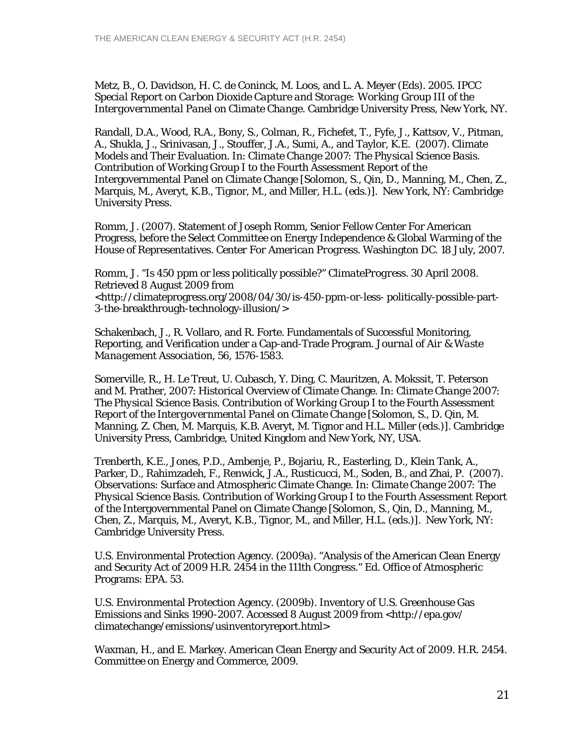Metz, B., O. Davidson, H. C. de Coninck, M. Loos, and L. A. Meyer (Eds). 2005. IPCC *Special Report on Carbon Dioxide Capture and Storage: Working Group III of the Intergovernmental Panel on Climate Change*. Cambridge University Press, New York, NY.

Randall, D.A., Wood, R.A., Bony, S., Colman, R., Fichefet, T., Fyfe, J., Kattsov, V., Pitman, A., Shukla, J., Srinivasan, J., Stouffer, J.A., Sumi, A., and Taylor, K.E. (2007). Climate Models and Their Evaluation. In: *Climate Change 2007: The Physical Science Basis*. Contribution of Working Group I to the Fourth Assessment Report of the Intergovernmental Panel on Climate Change [Solomon, S., Qin, D., Manning, M., Chen, Z., Marquis, M., Averyt, K.B., Tignor, M., and Miller, H.L. (eds.)]. New York, NY: Cambridge University Press.

Romm, J. (2007). Statement of Joseph Romm, Senior Fellow Center For American Progress, before the Select Committee on Energy Independence & Global Warming of the House of Representatives. *Center For American Progress*. Washington DC. 18 July, 2007.

Romm, J. "Is 450 ppm or less politically possible?" *ClimateProgress*. 30 April 2008. Retrieved 8 August 2009 from <http://climateprogress.org/2008/04/30/is-450-ppm-or-less- politically-possible-part-3-the-breakthrough-technology-illusion/>

Schakenbach, J., R. Vollaro, and R. Forte. Fundamentals of Successful Monitoring, Reporting, and Verification under a Cap-and-Trade Program. *Journal of Air & Waste Management Association*, 56, 1576-1583.

Somerville, R., H. Le Treut, U. Cubasch, Y. Ding, C. Mauritzen, A. Mokssit, T. Peterson and M. Prather, 2007: Historical Overview of Climate Change. In: *Climate Change 2007: The Physical Science Basis. Contribution of Working Group I to the Fourth Assessment Report of the Intergovernmental Panel on Climate Change* [Solomon, S., D. Qin, M. Manning, Z. Chen, M. Marquis, K.B. Averyt, M. Tignor and H.L. Miller (eds.)]. Cambridge University Press, Cambridge, United Kingdom and New York, NY, USA.

Trenberth, K.E., Jones, P.D., Ambenje, P., Bojariu, R., Easterling, D., Klein Tank, A., Parker, D., Rahimzadeh, F., Renwick, J.A., Rusticucci, M., Soden, B., and Zhai, P. (2007). Observations: Surface and Atmospheric Climate Change. In: *Climate Change 2007: The Physical Science Basis*. Contribution of Working Group I to the Fourth Assessment Report of the Intergovernmental Panel on Climate Change [Solomon, S., Qin, D., Manning, M., Chen, Z., Marquis, M., Averyt, K.B., Tignor, M., and Miller, H.L. (eds.)]. New York, NY: Cambridge University Press.

U.S. Environmental Protection Agency. (2009a). "Analysis of the American Clean Energy and Security Act of 2009 H.R. 2454 in the 111th Congress." Ed. Office of Atmospheric Programs: EPA. 53.

U.S. Environmental Protection Agency. (2009b). Inventory of U.S. Greenhouse Gas Emissions and Sinks 1990-2007. Accessed 8 August 2009 from <http://epa.gov/climatechange/emissions/usinventoryreport.html>

Waxman, H., and E. Markey. American Clean Energy and Security Act of 2009. H.R. 2454. Committee on Energy and Commerce, 2009.